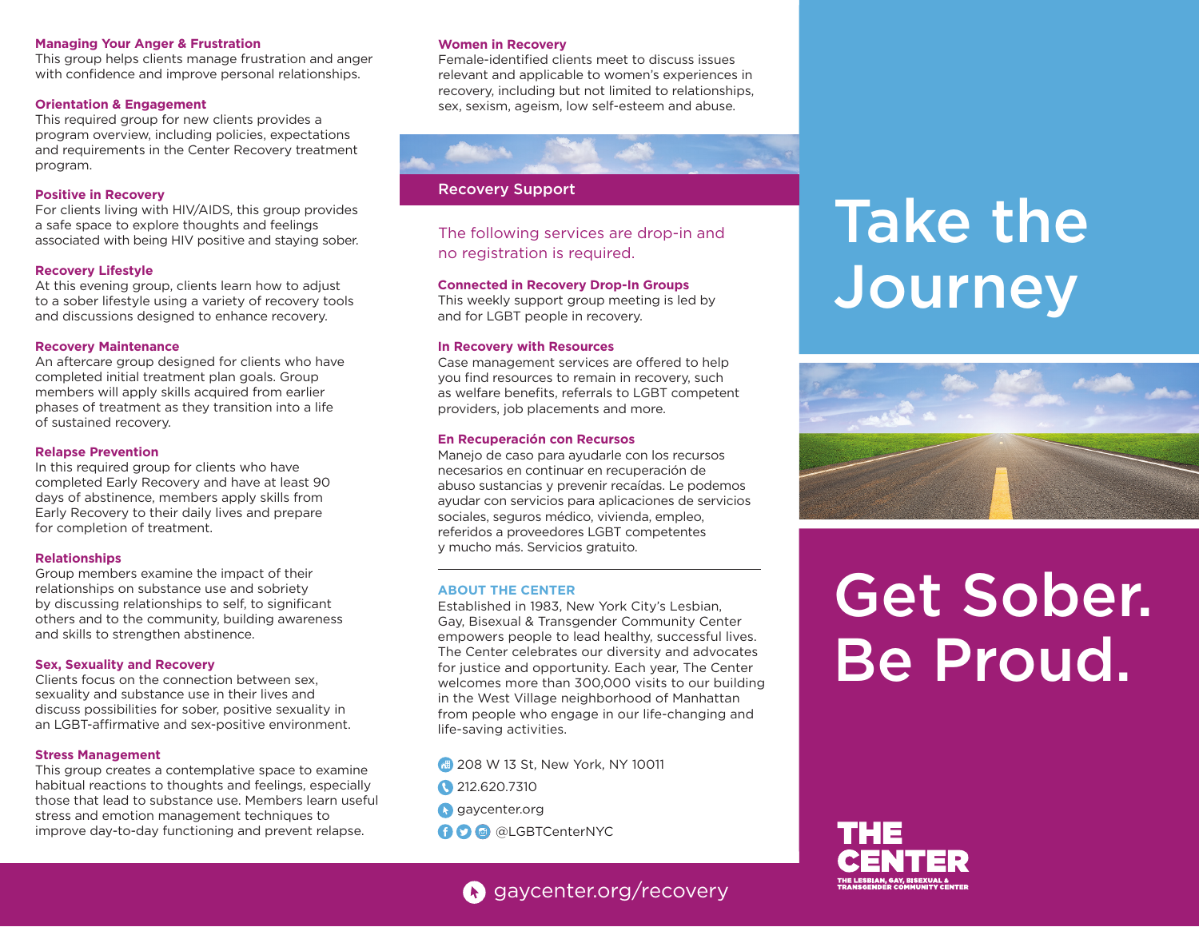### Managing Your Anger & Frustration

This group helps clients manage frustration and anger with confidence and improve personal relationships.

### Orientation & Engagement

This required group for new clients provides a program overview, including policies, expectations and requirements in the Center Recovery treatment program.

### Positive in Recovery

For clients living with HIV/AIDS, this group provides a safe space to explore thoughts and feelings associated with being HIV positive and staying sober.

### Recovery Lifestyle

At this evening group, clients learn how to adjust to a sober lifestyle using a variety of recovery tools and discussions designed to enhance recovery.

### Recovery Maintenance

An aftercare group designed for clients who have completed initial treatment plan goals. Group members will apply skills acquired from earlier phases of treatment as they transition into a life of sustained recovery.

### Relapse Prevention

In this required group for clients who have completed Early Recovery and have at least 90 days of abstinence, members apply skills from Early Recovery to their daily lives and prepare for completion of treatment.

### Relationships

Group members examine the impact of their relationships on substance use and sobriety by discussing relationships to self, to significant others and to the community, building awareness and skills to strengthen abstinence.

### Sex, Sexuality and Recovery

Clients focus on the connection between sex, sexuality and substance use in their lives and discuss possibilities for sober, positive sexuality in an LGBT-affirmative and sex-positive environment.

### Stress Management

This group creates a contemplative space to examine habitual reactions to thoughts and feelings, especially those that lead to substance use. Members learn useful stress and emotion management techniques to improve day-to-day functioning and prevent relapse.

### Women in Recovery

Female-identified clients meet to discuss issues relevant and applicable to women's experiences in recovery, including but not limited to relationships, sex, sexism, ageism, low self-esteem and abuse.

## Recovery Support

The following services are drop-in and no registration is required.

### Connected in Recovery Drop-In Groups

This weekly support group meeting is led by and for LGBT people in recovery.

### In Recovery with Resources

Case management services are offered to help you find resources to remain in recovery, such as welfare benefits, referrals to LGBT competent providers, job placements and more.

### En Recuperación con Recursos

Manejo de caso para ayudarle con los recursos necesarios en continuar en recuperación de abuso sustancias y prevenir recaídas. Le podemos ayudar con servicios para aplicaciones de servicios sociales, seguros médico, vivienda, empleo, referidos a proveedores LGBT competentes y mucho más. Servicios gratuito.

---

### ABOUT THE CENTER

Established in 1983, New York City's Lesbian, Gay, Bisexual & Transgender Community Center empowers people to lead healthy, successful lives. The Center celebrates our diversity and advocates for justice and opportunity. Each year, The Center welcomes more than 300,000 visits to our building in the West Village neighborhood of Manhattan from people who engage in our life-changing and life-saving activities.

- 208 W 13 St, New York, NY 10011
- 212.620.7310
- gaycenter.org
- @LGBTCenterNYC

gaycenter.org/recovery

# Take the Journey

# Get Sober. Be Proud.

**THE CENTER**

THE LESBIAN, GAY, BISEXUAL & TRANSGENDER COMMUNITY CENTER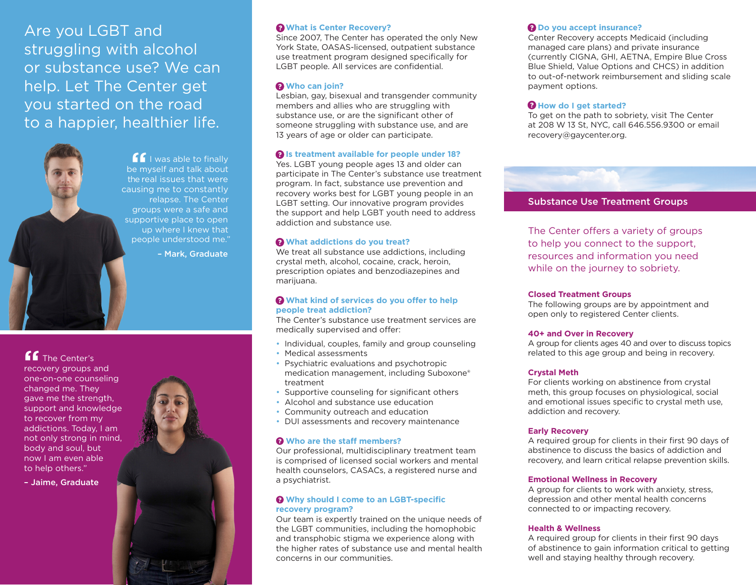Are you LGBT and struggling with alcohol or substance use? We can help. Let The Center get you started on the road to a happier, healthier life.

"I was able to finally be myself and talk about the real issues that were causing me to constantly relapse. The Center groups were a safe and supportive place to open up where I knew that people understood me."

**– Mark, Graduate**

"The Center's recovery groups and one-on-one counseling changed me. They gave me the strength, support and knowledge to recover from my addictions. Today, I am not only strong in mind, body and soul, but now I am even able to help others."

**– Jaime, Graduate**

### What is Center Recovery?

Since 2007, The Center has operated the only New York State, OASAS-licensed, outpatient substance use treatment program designed specifically for LGBT people. All services are confidential.

### Who can join?

Lesbian, gay, bisexual and transgender community members and allies who are struggling with substance use, or are the significant other of someone struggling with substance use, and are 13 years of age or older can participate.

### Is treatment available for people under 18?

Yes. LGBT young people ages 13 and older can participate in The Center's substance use treatment program. In fact, substance use prevention and recovery works best for LGBT young people in an LGBT setting. Our innovative program provides the support and help LGBT youth need to address addiction and substance use.

### What addictions do you treat?

We treat all substance use addictions, including crystal meth, alcohol, cocaine, crack, heroin, prescription opiates and benzodiazepines and marijuana.

### What kind of services do you offer to help people treat addiction?

The Center's substance use treatment services are medically supervised and offer:

- Individual, couples, family and group counseling
- Medical assessments
- Psychiatric evaluations and psychotropic medication management, including Suboxone® treatment
- Supportive counseling for significant others
- Alcohol and substance use education
- Community outreach and education
- DUI assessments and recovery maintenance

### Who are the staff members?

Our professional, multidisciplinary treatment team is comprised of licensed social workers and mental health counselors, CASACs, a registered nurse and a psychiatrist.

### Why should I come to an LGBT-specific recovery program?

Our team is expertly trained on the unique needs of the LGBT communities, including the homophobic and transphobic stigma we experience along with the higher rates of substance use and mental health concerns in our communities.

### Do you accept insurance?

Center Recovery accepts Medicaid (including managed care plans) and private insurance (currently CIGNA, GHI, AETNA, Empire Blue Cross Blue Shield, Value Options and CHCS) in addition to out-of-network reimbursement and sliding scale payment options.

### How do I get started?

To get on the path to sobriety, visit The Center at 208 W 13 St, NYC, call 646.556.9300 or email recovery@gaycenter.org.

## Substance Use Treatment Groups

The Center offers a variety of groups to help you connect to the support, resources and information you need while on the journey to sobriety.

### Closed Treatment Groups

The following groups are by appointment and open only to registered Center clients.

**40+ and Over in Recovery**

A group for clients ages 40 and over to discuss topics related to this age group and being in recovery.

**Crystal Meth**

For clients working on abstinence from crystal meth, this group focuses on physiological, social and emotional issues specific to crystal meth use, addiction and recovery.

**Early Recovery**

A required group for clients in their first 90 days of abstinence to discuss the basics of addiction and recovery, and learn critical relapse prevention skills.

**Emotional Wellness in Recovery**

A group for clients to work with anxiety, stress, depression and other mental health concerns connected to or impacting recovery.

**Health & Wellness**

A required group for clients in their first 90 days of abstinence to gain information critical to getting well and staying healthy through recovery.